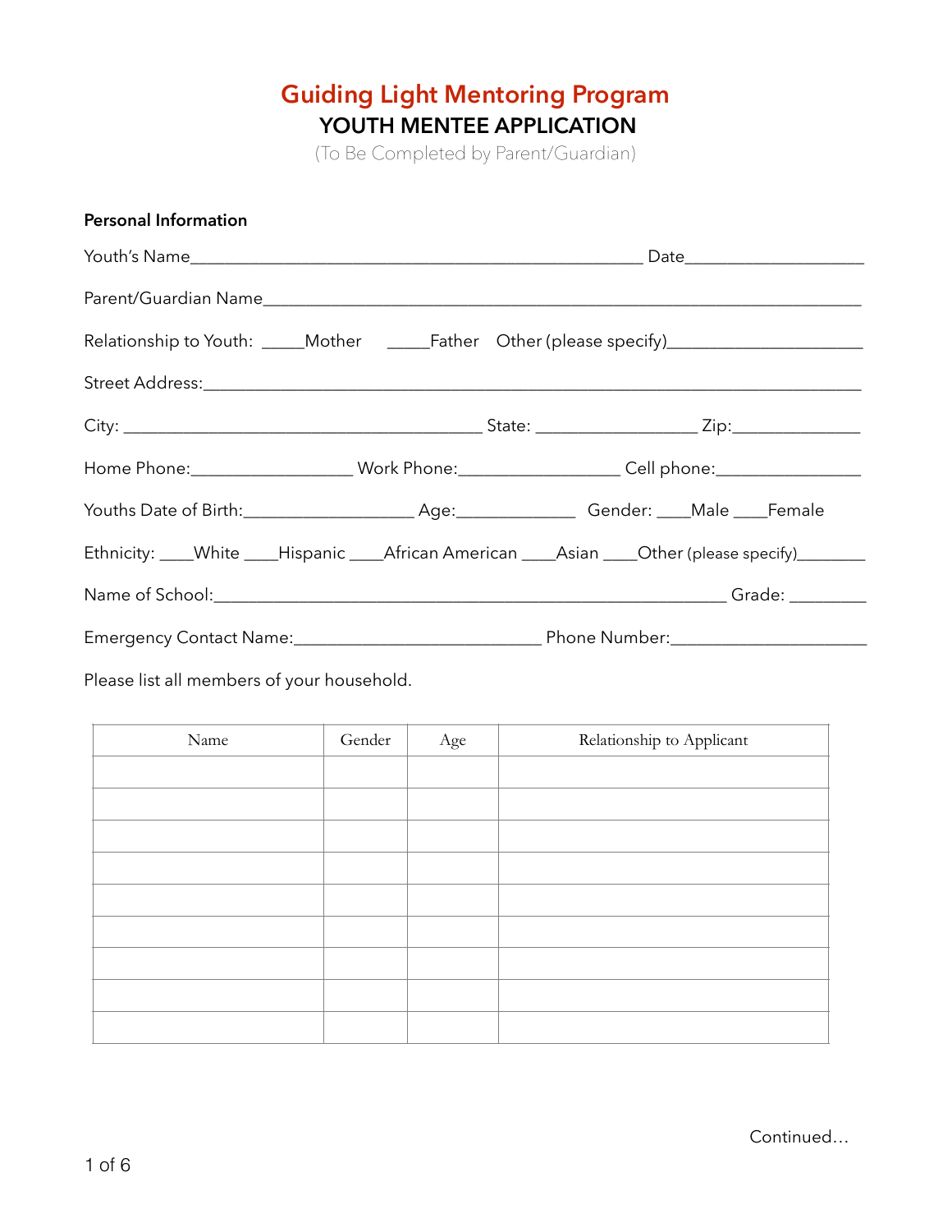# Guiding Light Mentoring Program

## YOUTH MENTEE APPLICATION

(To Be Completed by Parent/Guardian)

**Personal Information**

Youth's Name_____________________________________________________ Date____________________

Parent/Guardian Name______________________________________________________________________

Relationship to Youth: _____Mother _____Father Other (please specify)_____________________

Street Address:___________________________________________________________________________

City: __________________________________________ State: __________________ Zip:______________

Home Phone:_________________ Work Phone:__________________ Cell phone:________________

Youths Date of Birth:___________________ Age:_____________ Gender: ____Male ____Female

Ethnicity: ____White ____Hispanic ____African American ____Asian ____Other (please specify)________

Name of School:_____________________________________________________________ Grade: ________

Emergency Contact Name:___________________________ Phone Number:_____________________

Please list all members of your household.

| Name | Gender | Age | Relationship to Applicant |
|---|---|---|---|
| | | | |
| | | | |
| | | | |
| | | | |
| | | | |
| | | | |
| | | | |
| | | | |
| | | | |

Continued…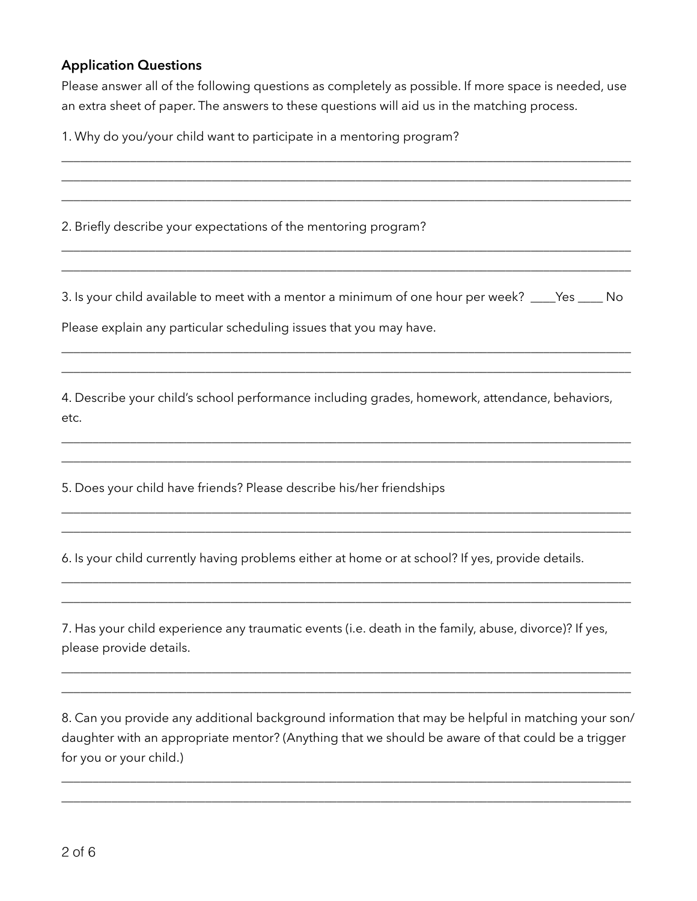**Application Questions**

Please answer all of the following questions as completely as possible. If more space is needed, use an extra sheet of paper. The answers to these questions will aid us in the matching process.

1. Why do you/your child want to participate in a mentoring program?

_______________________________________________________________________________________

_______________________________________________________________________________________

_______________________________________________________________________________________

2. Briefly describe your expectations of the mentoring program?

_______________________________________________________________________________________

_______________________________________________________________________________________

3. Is your child available to meet with a mentor a minimum of one hour per week? ____Yes ____ No

Please explain any particular scheduling issues that you may have.

_______________________________________________________________________________________

_______________________________________________________________________________________

4. Describe your child's school performance including grades, homework, attendance, behaviors, etc.

_______________________________________________________________________________________

_______________________________________________________________________________________

5. Does your child have friends? Please describe his/her friendships

_______________________________________________________________________________________

_______________________________________________________________________________________

6. Is your child currently having problems either at home or at school? If yes, provide details.

_______________________________________________________________________________________

_______________________________________________________________________________________

7. Has your child experience any traumatic events (i.e. death in the family, abuse, divorce)? If yes, please provide details.

_______________________________________________________________________________________

_______________________________________________________________________________________

8. Can you provide any additional background information that may be helpful in matching your son/daughter with an appropriate mentor? (Anything that we should be aware of that could be a trigger for you or your child.)

_______________________________________________________________________________________

_______________________________________________________________________________________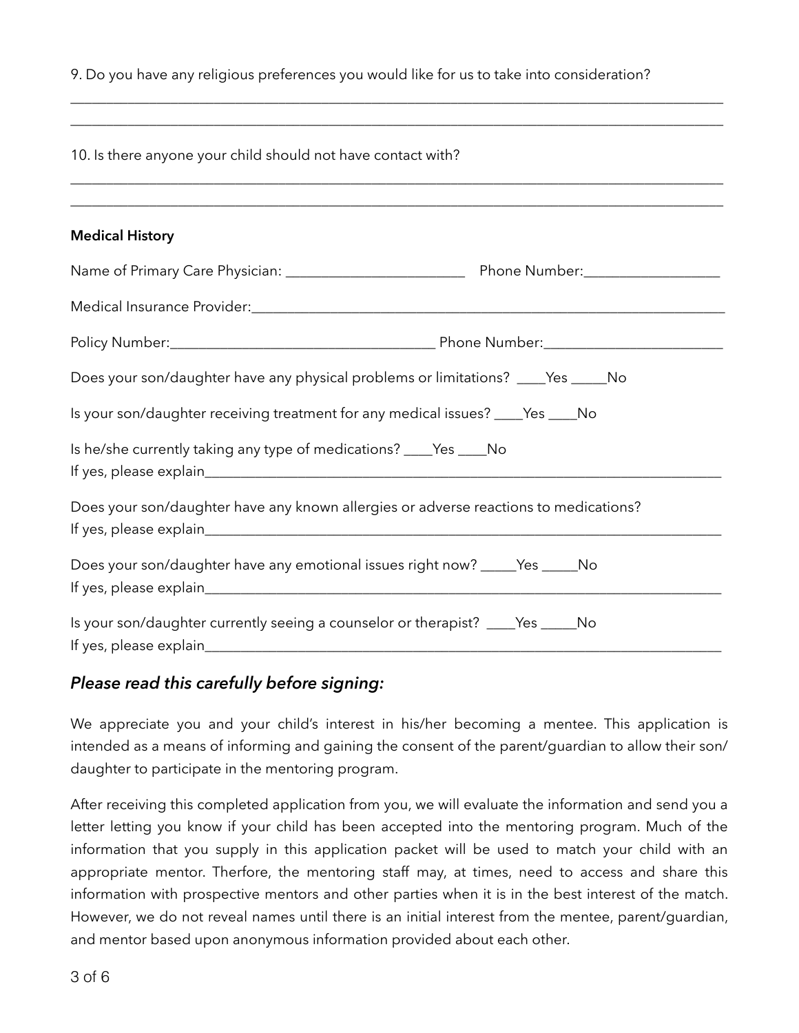9. Do you have any religious preferences you would like for us to take into consideration?

_____________________________________________________________________________________________

_____________________________________________________________________________________________

10. Is there anyone your child should not have contact with?

_____________________________________________________________________________________________

_____________________________________________________________________________________________

**Medical History**

Name of Primary Care Physician: ________________________ Phone Number:__________________

Medical Insurance Provider:_____________________________________________________________

Policy Number:___________________________________ Phone Number:_______________________

Does your son/daughter have any physical problems or limitations? ____Yes _____No

Is your son/daughter receiving treatment for any medical issues? ____Yes ____No

Is he/she currently taking any type of medications? ____Yes ____No
If yes, please explain______________________________________________________________________

Does your son/daughter have any known allergies or adverse reactions to medications?
If yes, please explain______________________________________________________________________

Does your son/daughter have any emotional issues right now? _____Yes _____No
If yes, please explain______________________________________________________________________

Is your son/daughter currently seeing a counselor or therapist? ____Yes _____No
If yes, please explain______________________________________________________________________

## *Please read this carefully before signing:*

We appreciate you and your child's interest in his/her becoming a mentee. This application is intended as a means of informing and gaining the consent of the parent/guardian to allow their son/daughter to participate in the mentoring program.

After receiving this completed application from you, we will evaluate the information and send you a letter letting you know if your child has been accepted into the mentoring program. Much of the information that you supply in this application packet will be used to match your child with an appropriate mentor. Therfore, the mentoring staff may, at times, need to access and share this information with prospective mentors and other parties when it is in the best interest of the match. However, we do not reveal names until there is an initial interest from the mentee, parent/guardian, and mentor based upon anonymous information provided about each other.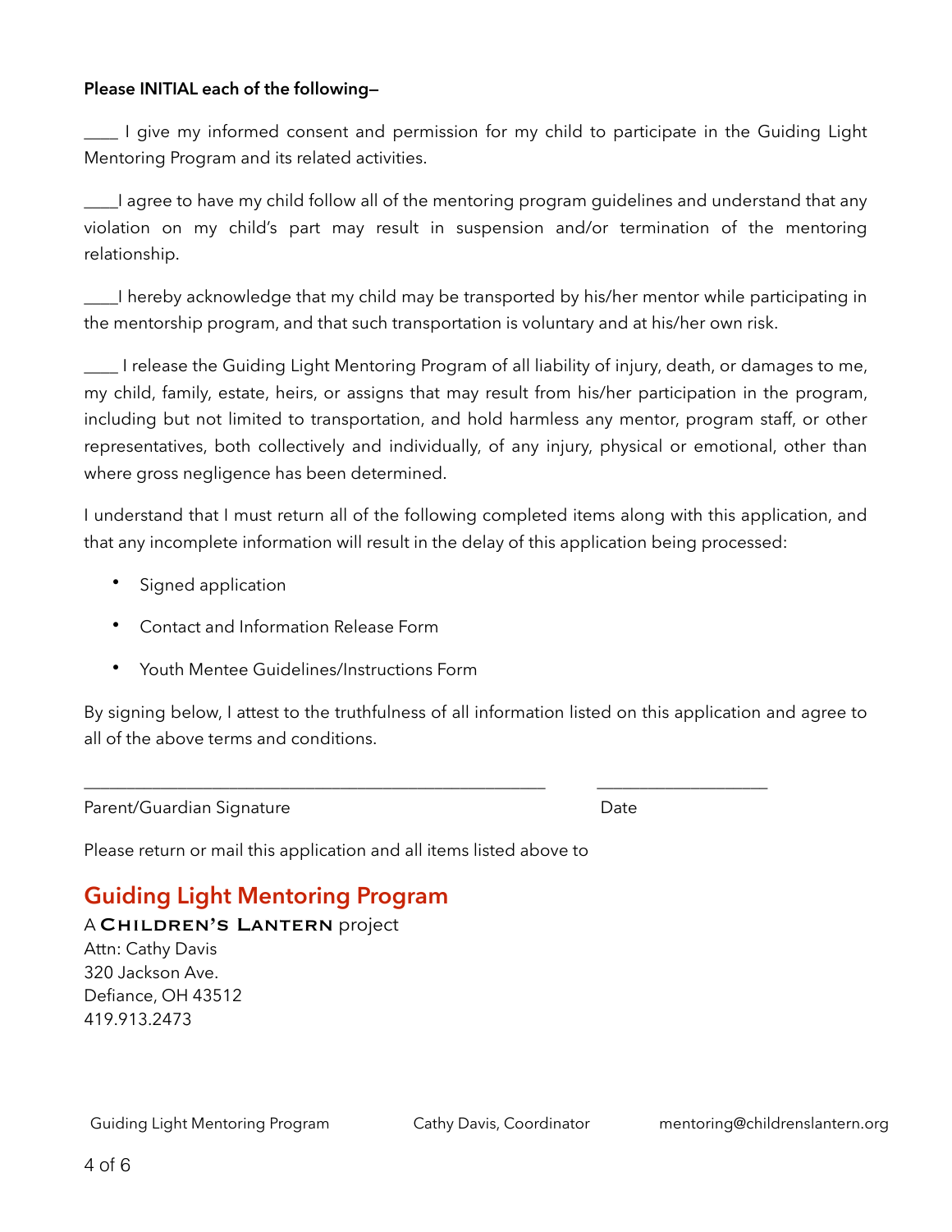**Please INITIAL each of the following—**

____ I give my informed consent and permission for my child to participate in the Guiding Light Mentoring Program and its related activities.

____I agree to have my child follow all of the mentoring program guidelines and understand that any violation on my child's part may result in suspension and/or termination of the mentoring relationship.

____I hereby acknowledge that my child may be transported by his/her mentor while participating in the mentorship program, and that such transportation is voluntary and at his/her own risk.

____ I release the Guiding Light Mentoring Program of all liability of injury, death, or damages to me, my child, family, estate, heirs, or assigns that may result from his/her participation in the program, including but not limited to transportation, and hold harmless any mentor, program staff, or other representatives, both collectively and individually, of any injury, physical or emotional, other than where gross negligence has been determined.

I understand that I must return all of the following completed items along with this application, and that any incomplete information will result in the delay of this application being processed:

- Signed application
- Contact and Information Release Form
- Youth Mentee Guidelines/Instructions Form

By signing below, I attest to the truthfulness of all information listed on this application and agree to all of the above terms and conditions.

_______________________________________________________ ____________________

Parent/Guardian Signature Date

Please return or mail this application and all items listed above to

## Guiding Light Mentoring Program

A Children's Lantern project
Attn: Cathy Davis
320 Jackson Ave.
Defiance, OH 43512
419.913.2473

Guiding Light Mentoring Program Cathy Davis, Coordinator mentoring@childrenslantern.org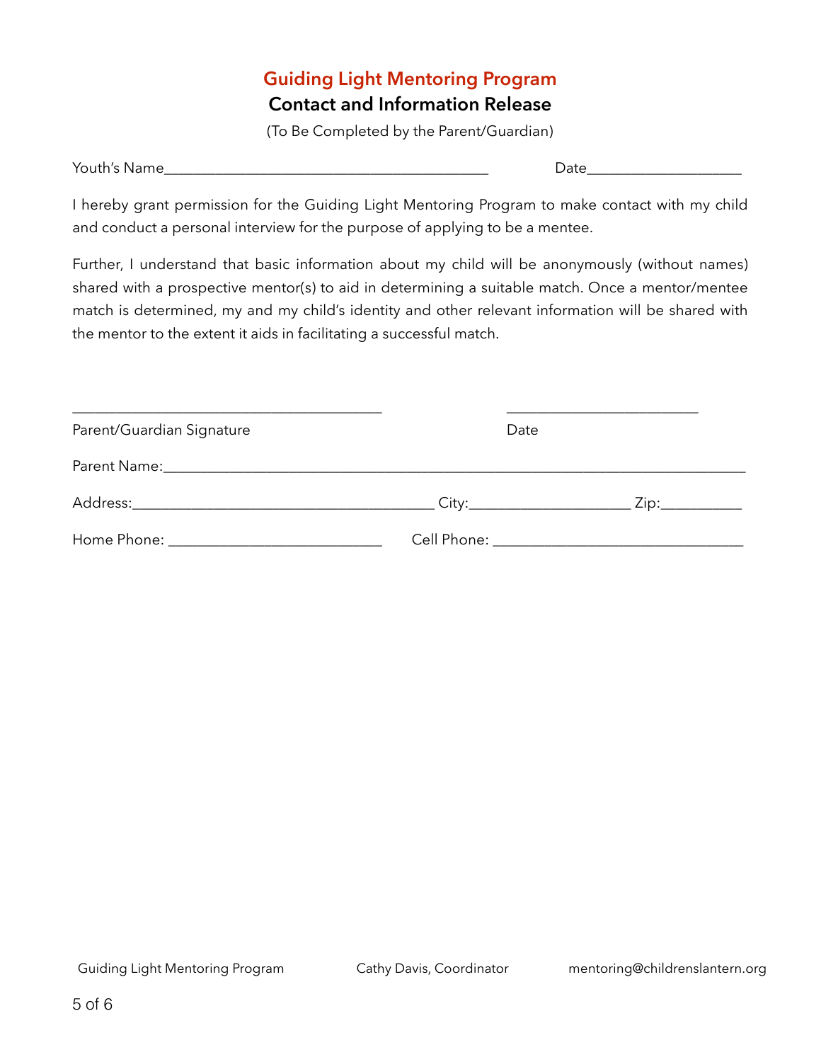# Guiding Light Mentoring Program

## Contact and Information Release

(To Be Completed by the Parent/Guardian)

Youth's Name___________________________________________ Date____________________

I hereby grant permission for the Guiding Light Mentoring Program to make contact with my child and conduct a personal interview for the purpose of applying to be a mentee.

Further, I understand that basic information about my child will be anonymously (without names) shared with a prospective mentor(s) to aid in determining a suitable match. Once a mentor/mentee match is determined, my and my child's identity and other relevant information will be shared with the mentor to the extent it aids in facilitating a successful match.

_________________________________________ _________________________

Parent/Guardian Signature Date

Parent Name:_____________________________________________________________________________

Address:________________________________________ City:____________________ Zip:__________

Home Phone: ____________________________ Cell Phone: _________________________________

Guiding Light Mentoring Program Cathy Davis, Coordinator mentoring@childrenslantern.org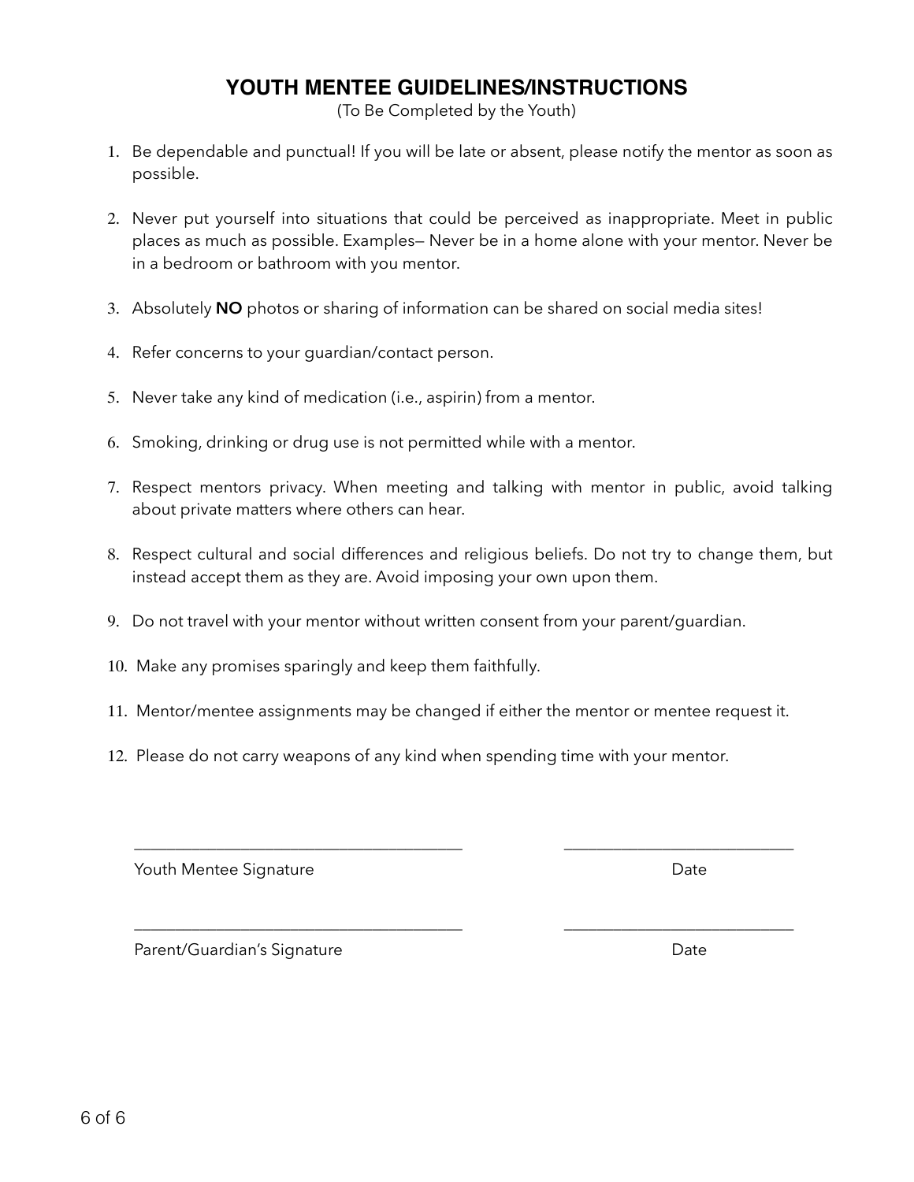# YOUTH MENTEE GUIDELINES/INSTRUCTIONS

(To Be Completed by the Youth)

1. Be dependable and punctual! If you will be late or absent, please notify the mentor as soon as possible.
2. Never put yourself into situations that could be perceived as inappropriate. Meet in public places as much as possible. Examples— Never be in a home alone with your mentor. Never be in a bedroom or bathroom with you mentor.
3. Absolutely **NO** photos or sharing of information can be shared on social media sites!
4. Refer concerns to your guardian/contact person.
5. Never take any kind of medication (i.e., aspirin) from a mentor.
6. Smoking, drinking or drug use is not permitted while with a mentor.
7. Respect mentors privacy. When meeting and talking with mentor in public, avoid talking about private matters where others can hear.
8. Respect cultural and social differences and religious beliefs. Do not try to change them, but instead accept them as they are. Avoid imposing your own upon them.
9. Do not travel with your mentor without written consent from your parent/guardian.
10. Make any promises sparingly and keep them faithfully.
11. Mentor/mentee assignments may be changed if either the mentor or mentee request it.
12. Please do not carry weapons of any kind when spending time with your mentor.

_______________________________________ _____________________________

Youth Mentee Signature Date

_______________________________________ _____________________________

Parent/Guardian's Signature Date